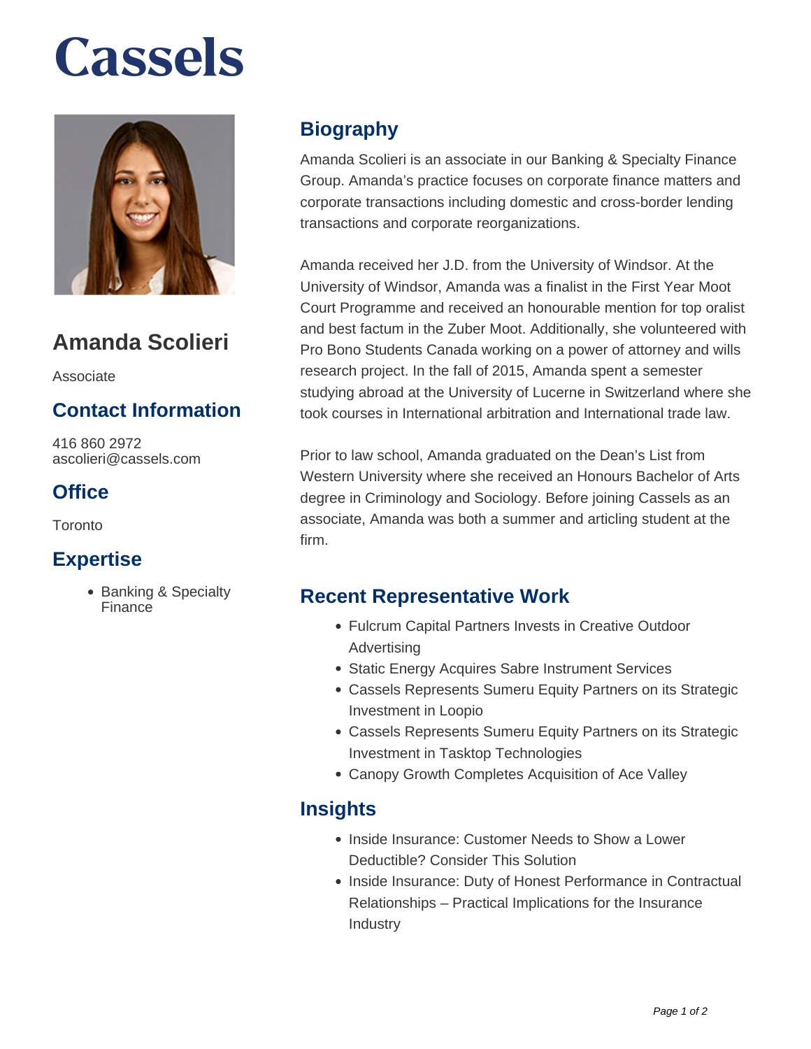# Cassels

## Amanda Scolieri

Associate

### Contact Information

416 860 2972
ascolieri@cassels.com

### Office

Toronto

### Expertise

- Banking & Specialty Finance

## Biography

Amanda Scolieri is an associate in our Banking & Specialty Finance Group. Amanda's practice focuses on corporate finance matters and corporate transactions including domestic and cross-border lending transactions and corporate reorganizations.

Amanda received her J.D. from the University of Windsor. At the University of Windsor, Amanda was a finalist in the First Year Moot Court Programme and received an honourable mention for top oralist and best factum in the Zuber Moot. Additionally, she volunteered with Pro Bono Students Canada working on a power of attorney and wills research project. In the fall of 2015, Amanda spent a semester studying abroad at the University of Lucerne in Switzerland where she took courses in International arbitration and International trade law.

Prior to law school, Amanda graduated on the Dean's List from Western University where she received an Honours Bachelor of Arts degree in Criminology and Sociology. Before joining Cassels as an associate, Amanda was both a summer and articling student at the firm.

## Recent Representative Work

- Fulcrum Capital Partners Invests in Creative Outdoor Advertising
- Static Energy Acquires Sabre Instrument Services
- Cassels Represents Sumeru Equity Partners on its Strategic Investment in Loopio
- Cassels Represents Sumeru Equity Partners on its Strategic Investment in Tasktop Technologies
- Canopy Growth Completes Acquisition of Ace Valley

## Insights

- Inside Insurance: Customer Needs to Show a Lower Deductible? Consider This Solution
- Inside Insurance: Duty of Honest Performance in Contractual Relationships – Practical Implications for the Insurance Industry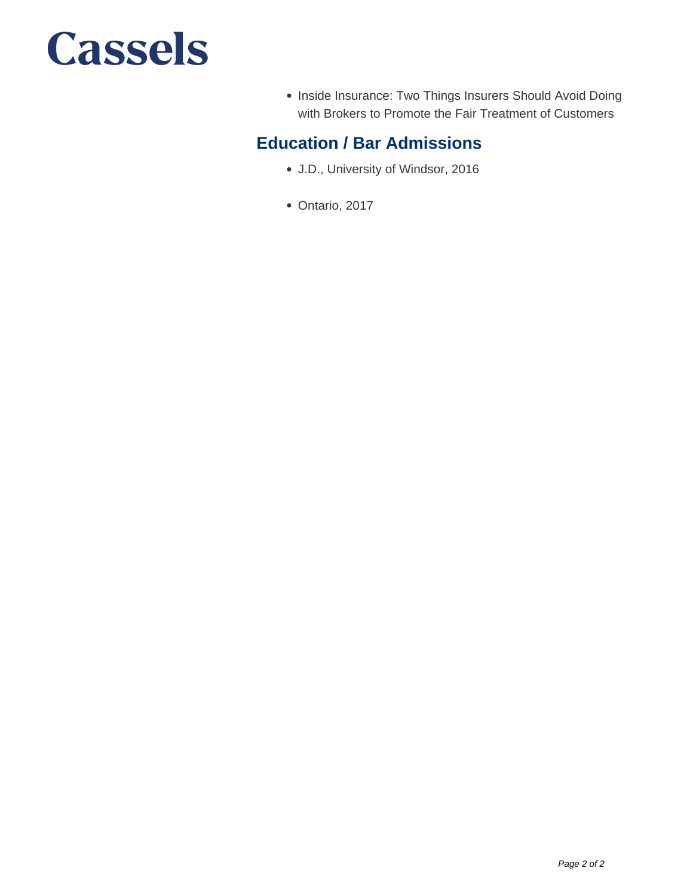- Inside Insurance: Two Things Insurers Should Avoid Doing with Brokers to Promote the Fair Treatment of Customers

## Education / Bar Admissions

- J.D., University of Windsor, 2016

- Ontario, 2017